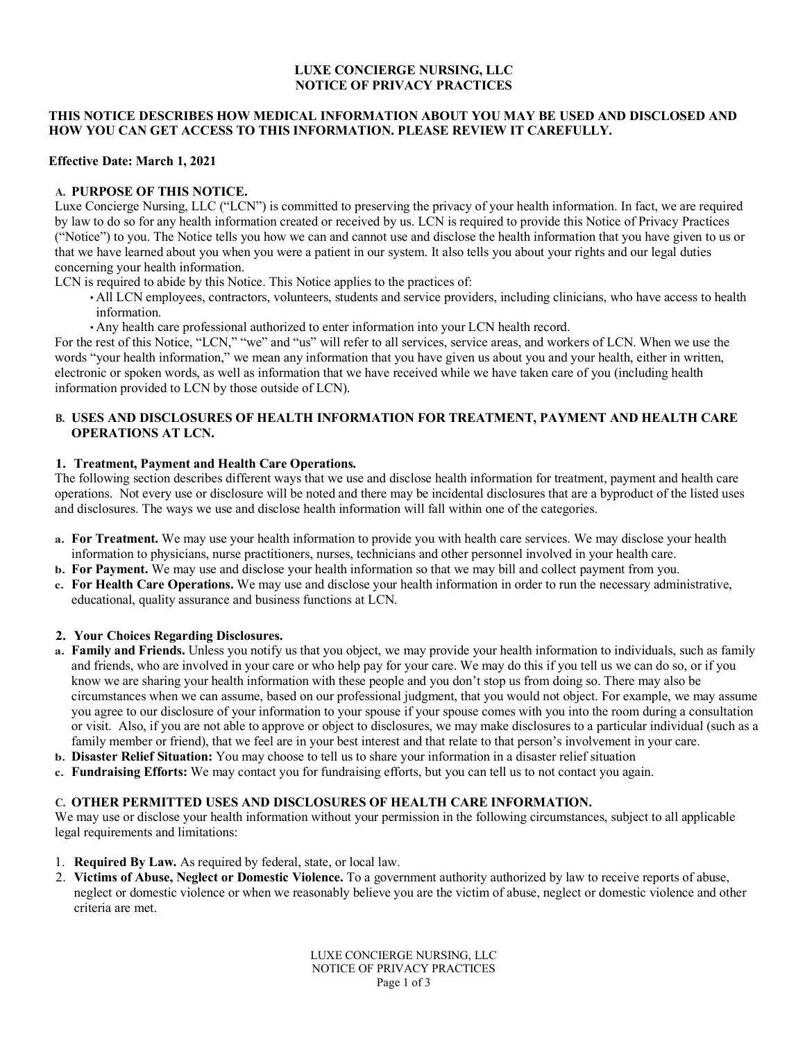# LUXE CONCIERGE NURSING, LLC
# NOTICE OF PRIVACY PRACTICES

**THIS NOTICE DESCRIBES HOW MEDICAL INFORMATION ABOUT YOU MAY BE USED AND DISCLOSED AND HOW YOU CAN GET ACCESS TO THIS INFORMATION. PLEASE REVIEW IT CAREFULLY.**

**Effective Date: March 1, 2021**

## A. PURPOSE OF THIS NOTICE.

Luxe Concierge Nursing, LLC ("LCN") is committed to preserving the privacy of your health information. In fact, we are required by law to do so for any health information created or received by us. LCN is required to provide this Notice of Privacy Practices ("Notice") to you. The Notice tells you how we can and cannot use and disclose the health information that you have given to us or that we have learned about you when you were a patient in our system. It also tells you about your rights and our legal duties concerning your health information.

LCN is required to abide by this Notice. This Notice applies to the practices of:

- All LCN employees, contractors, volunteers, students and service providers, including clinicians, who have access to health information.
- Any health care professional authorized to enter information into your LCN health record.

For the rest of this Notice, "LCN," "we" and "us" will refer to all services, service areas, and workers of LCN. When we use the words "your health information," we mean any information that you have given us about you and your health, either in written, electronic or spoken words, as well as information that we have received while we have taken care of you (including health information provided to LCN by those outside of LCN).

## B. USES AND DISCLOSURES OF HEALTH INFORMATION FOR TREATMENT, PAYMENT AND HEALTH CARE OPERATIONS AT LCN.

### 1. Treatment, Payment and Health Care Operations.

The following section describes different ways that we use and disclose health information for treatment, payment and health care operations. Not every use or disclosure will be noted and there may be incidental disclosures that are a byproduct of the listed uses and disclosures. The ways we use and disclose health information will fall within one of the categories.

a. **For Treatment.** We may use your health information to provide you with health care services. We may disclose your health information to physicians, nurse practitioners, nurses, technicians and other personnel involved in your health care.

b. **For Payment.** We may use and disclose your health information so that we may bill and collect payment from you.

c. **For Health Care Operations.** We may use and disclose your health information in order to run the necessary administrative, educational, quality assurance and business functions at LCN.

### 2. Your Choices Regarding Disclosures.

a. **Family and Friends.** Unless you notify us that you object, we may provide your health information to individuals, such as family and friends, who are involved in your care or who help pay for your care. We may do this if you tell us we can do so, or if you know we are sharing your health information with these people and you don't stop us from doing so. There may also be circumstances when we can assume, based on our professional judgment, that you would not object. For example, we may assume you agree to our disclosure of your information to your spouse if your spouse comes with you into the room during a consultation or visit. Also, if you are not able to approve or object to disclosures, we may make disclosures to a particular individual (such as a family member or friend), that we feel are in your best interest and that relate to that person's involvement in your care.

b. **Disaster Relief Situation:** You may choose to tell us to share your information in a disaster relief situation

c. **Fundraising Efforts:** We may contact you for fundraising efforts, but you can tell us to not contact you again.

## C. OTHER PERMITTED USES AND DISCLOSURES OF HEALTH CARE INFORMATION.

We may use or disclose your health information without your permission in the following circumstances, subject to all applicable legal requirements and limitations:

1. **Required By Law.** As required by federal, state, or local law.
2. **Victims of Abuse, Neglect or Domestic Violence.** To a government authority authorized by law to receive reports of abuse, neglect or domestic violence or when we reasonably believe you are the victim of abuse, neglect or domestic violence and other criteria are met.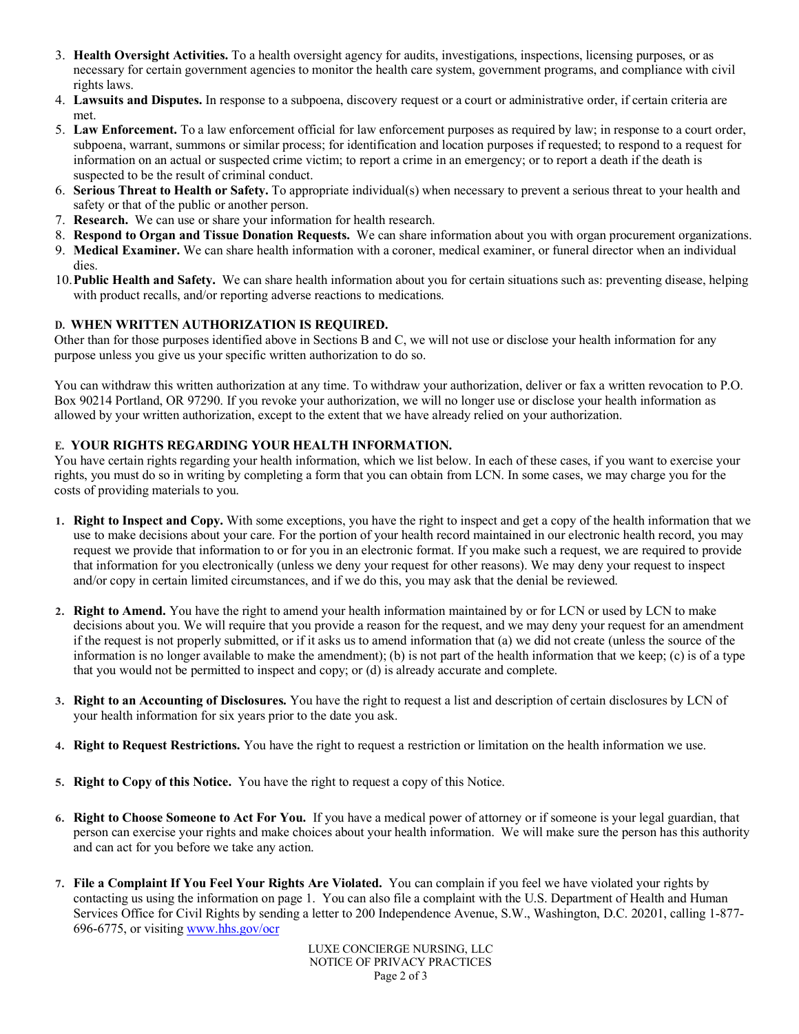3. **Health Oversight Activities.** To a health oversight agency for audits, investigations, inspections, licensing purposes, or as necessary for certain government agencies to monitor the health care system, government programs, and compliance with civil rights laws.
4. **Lawsuits and Disputes.** In response to a subpoena, discovery request or a court or administrative order, if certain criteria are met.
5. **Law Enforcement.** To a law enforcement official for law enforcement purposes as required by law; in response to a court order, subpoena, warrant, summons or similar process; for identification and location purposes if requested; to respond to a request for information on an actual or suspected crime victim; to report a crime in an emergency; or to report a death if the death is suspected to be the result of criminal conduct.
6. **Serious Threat to Health or Safety.** To appropriate individual(s) when necessary to prevent a serious threat to your health and safety or that of the public or another person.
7. **Research.** We can use or share your information for health research.
8. **Respond to Organ and Tissue Donation Requests.** We can share information about you with organ procurement organizations.
9. **Medical Examiner.** We can share health information with a coroner, medical examiner, or funeral director when an individual dies.
10. **Public Health and Safety.** We can share health information about you for certain situations such as: preventing disease, helping with product recalls, and/or reporting adverse reactions to medications.

### D. WHEN WRITTEN AUTHORIZATION IS REQUIRED.

Other than for those purposes identified above in Sections B and C, we will not use or disclose your health information for any purpose unless you give us your specific written authorization to do so.

You can withdraw this written authorization at any time. To withdraw your authorization, deliver or fax a written revocation to P.O. Box 90214 Portland, OR 97290. If you revoke your authorization, we will no longer use or disclose your health information as allowed by your written authorization, except to the extent that we have already relied on your authorization.

### E. YOUR RIGHTS REGARDING YOUR HEALTH INFORMATION.

You have certain rights regarding your health information, which we list below. In each of these cases, if you want to exercise your rights, you must do so in writing by completing a form that you can obtain from LCN. In some cases, we may charge you for the costs of providing materials to you.

1. **Right to Inspect and Copy.** With some exceptions, you have the right to inspect and get a copy of the health information that we use to make decisions about your care. For the portion of your health record maintained in our electronic health record, you may request we provide that information to or for you in an electronic format. If you make such a request, we are required to provide that information for you electronically (unless we deny your request for other reasons). We may deny your request to inspect and/or copy in certain limited circumstances, and if we do this, you may ask that the denial be reviewed.

2. **Right to Amend.** You have the right to amend your health information maintained by or for LCN or used by LCN to make decisions about you. We will require that you provide a reason for the request, and we may deny your request for an amendment if the request is not properly submitted, or if it asks us to amend information that (a) we did not create (unless the source of the information is no longer available to make the amendment); (b) is not part of the health information that we keep; (c) is of a type that you would not be permitted to inspect and copy; or (d) is already accurate and complete.

3. **Right to an Accounting of Disclosures.** You have the right to request a list and description of certain disclosures by LCN of your health information for six years prior to the date you ask.

4. **Right to Request Restrictions.** You have the right to request a restriction or limitation on the health information we use.

5. **Right to Copy of this Notice.** You have the right to request a copy of this Notice.

6. **Right to Choose Someone to Act For You.** If you have a medical power of attorney or if someone is your legal guardian, that person can exercise your rights and make choices about your health information. We will make sure the person has this authority and can act for you before we take any action.

7. **File a Complaint If You Feel Your Rights Are Violated.** You can complain if you feel we have violated your rights by contacting us using the information on page 1. You can also file a complaint with the U.S. Department of Health and Human Services Office for Civil Rights by sending a letter to 200 Independence Avenue, S.W., Washington, D.C. 20201, calling 1-877-696-6775, or visiting [www.hhs.gov/ocr](http://www.hhs.gov/ocr)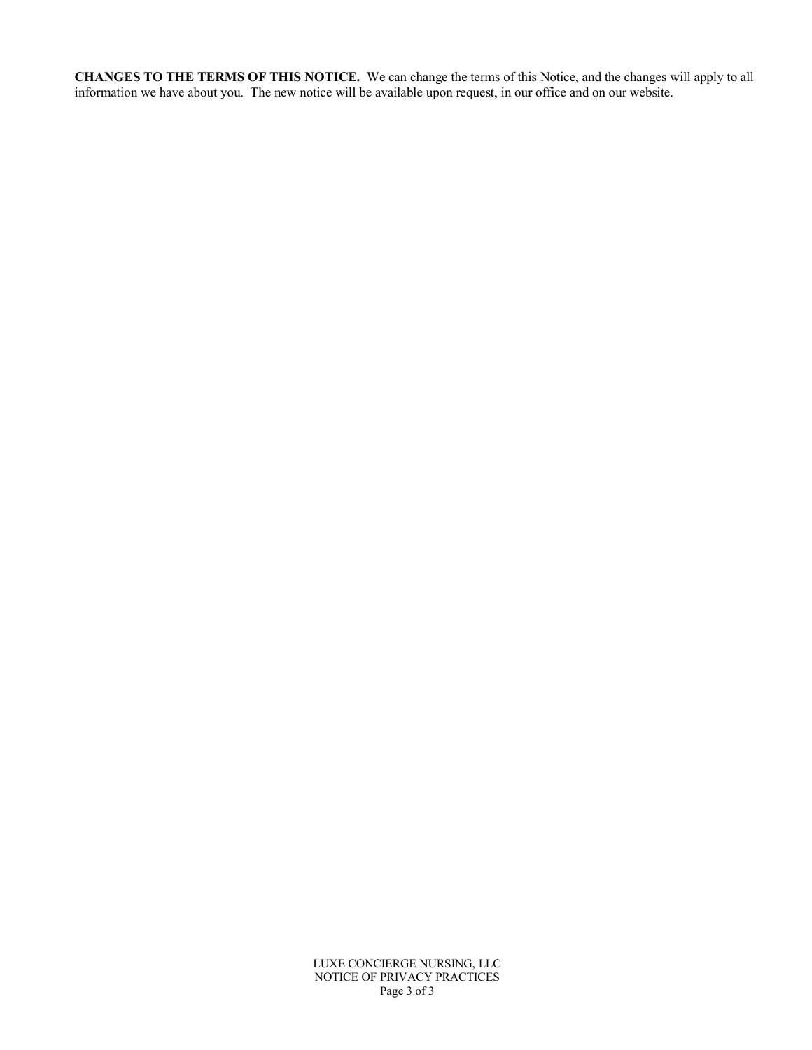**CHANGES TO THE TERMS OF THIS NOTICE.** We can change the terms of this Notice, and the changes will apply to all information we have about you. The new notice will be available upon request, in our office and on our website.